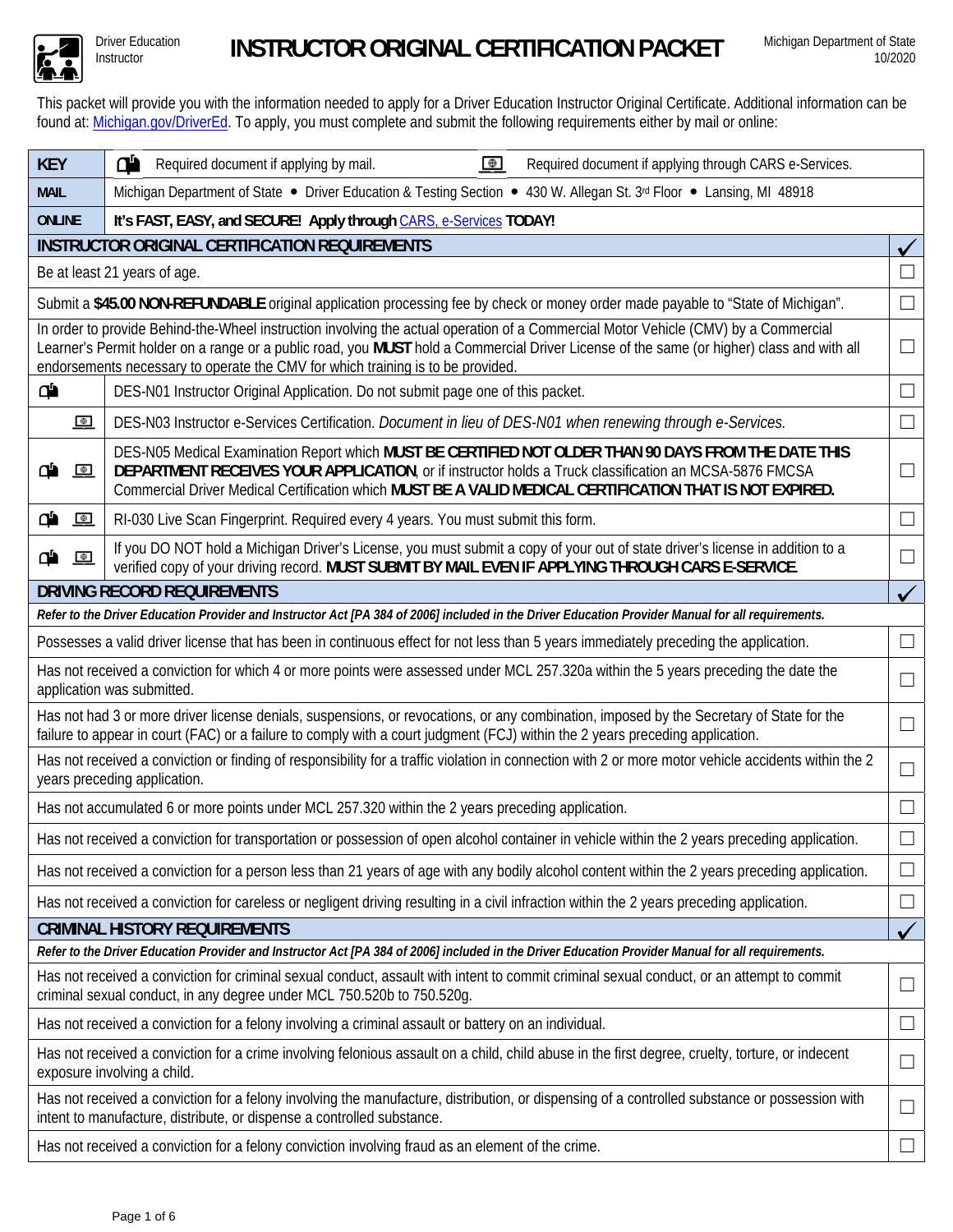Driver Education Instructor

# INSTRUCTOR ORIGINAL CERTIFICATION PACKET

Michigan Department of State
10/2020

This packet will provide you with the information needed to apply for a Driver Education Instructor Original Certificate. Additional information can be found at: Michigan.gov/DriverEd. To apply, you must complete and submit the following requirements either by mail or online:

| KEY | Required document if applying by mail. / Required document if applying through CARS e-Services. | |
|---|---|---|
| **MAIL** | Michigan Department of State • Driver Education & Testing Section • 430 W. Allegan St. 3rd Floor • Lansing, MI 48918 | |
| **ONLINE** | **It's FAST, EASY, and SECURE! Apply through** CARS, e-Services **TODAY!** | |
| **INSTRUCTOR ORIGINAL CERTIFICATION REQUIREMENTS** | | ✓ |
| Be at least 21 years of age. | | ☐ |
| Submit a **$45.00 NON-REFUNDABLE** original application processing fee by check or money order made payable to "State of Michigan". | | ☐ |
| In order to provide Behind-the-Wheel instruction involving the actual operation of a Commercial Motor Vehicle (CMV) by a Commercial Learner's Permit holder on a range or a public road, you **MUST** hold a Commercial Driver License of the same (or higher) class and with all endorsements necessary to operate the CMV for which training is to be provided. | | ☐ |
| Mail | DES-N01 Instructor Original Application. Do not submit page one of this packet. | ☐ |
| e-Services | DES-N03 Instructor e-Services Certification. *Document in lieu of DES-N01 when renewing through e-Services.* | ☐ |
| Mail, e-Services | DES-N05 Medical Examination Report which **MUST BE CERTIFIED NOT OLDER THAN 90 DAYS FROM THE DATE THIS DEPARTMENT RECEIVES YOUR APPLICATION**, or if instructor holds a Truck classification an MCSA-5876 FMCSA Commercial Driver Medical Certification which **MUST BE A VALID MEDICAL CERTIFICATION THAT IS NOT EXPIRED.** | ☐ |
| Mail, e-Services | RI-030 Live Scan Fingerprint. Required every 4 years. You must submit this form. | ☐ |
| Mail, e-Services | If you DO NOT hold a Michigan Driver's License, you must submit a copy of your out of state driver's license in addition to a verified copy of your driving record. **MUST SUBMIT BY MAIL EVEN IF APPLYING THROUGH CARS E-SERVICE.** | ☐ |
| **DRIVING RECORD REQUIREMENTS** | | ✓ |
| ***Refer to the Driver Education Provider and Instructor Act [PA 384 of 2006] included in the Driver Education Provider Manual for all requirements.*** | | |
| Possesses a valid driver license that has been in continuous effect for not less than 5 years immediately preceding the application. | | ☐ |
| Has not received a conviction for which 4 or more points were assessed under MCL 257.320a within the 5 years preceding the date the application was submitted. | | ☐ |
| Has not had 3 or more driver license denials, suspensions, or revocations, or any combination, imposed by the Secretary of State for the failure to appear in court (FAC) or a failure to comply with a court judgment (FCJ) within the 2 years preceding application. | | ☐ |
| Has not received a conviction or finding of responsibility for a traffic violation in connection with 2 or more motor vehicle accidents within the 2 years preceding application. | | ☐ |
| Has not accumulated 6 or more points under MCL 257.320 within the 2 years preceding application. | | ☐ |
| Has not received a conviction for transportation or possession of open alcohol container in vehicle within the 2 years preceding application. | | ☐ |
| Has not received a conviction for a person less than 21 years of age with any bodily alcohol content within the 2 years preceding application. | | ☐ |
| Has not received a conviction for careless or negligent driving resulting in a civil infraction within the 2 years preceding application. | | ☐ |
| **CRIMINAL HISTORY REQUIREMENTS** | | ✓ |
| ***Refer to the Driver Education Provider and Instructor Act [PA 384 of 2006] included in the Driver Education Provider Manual for all requirements.*** | | |
| Has not received a conviction for criminal sexual conduct, assault with intent to commit criminal sexual conduct, or an attempt to commit criminal sexual conduct, in any degree under MCL 750.520b to 750.520g. | | ☐ |
| Has not received a conviction for a felony involving a criminal assault or battery on an individual. | | ☐ |
| Has not received a conviction for a crime involving felonious assault on a child, child abuse in the first degree, cruelty, torture, or indecent exposure involving a child. | | ☐ |
| Has not received a conviction for a felony involving the manufacture, distribution, or dispensing of a controlled substance or possession with intent to manufacture, distribute, or dispense a controlled substance. | | ☐ |
| Has not received a conviction for a felony conviction involving fraud as an element of the crime. | | ☐ |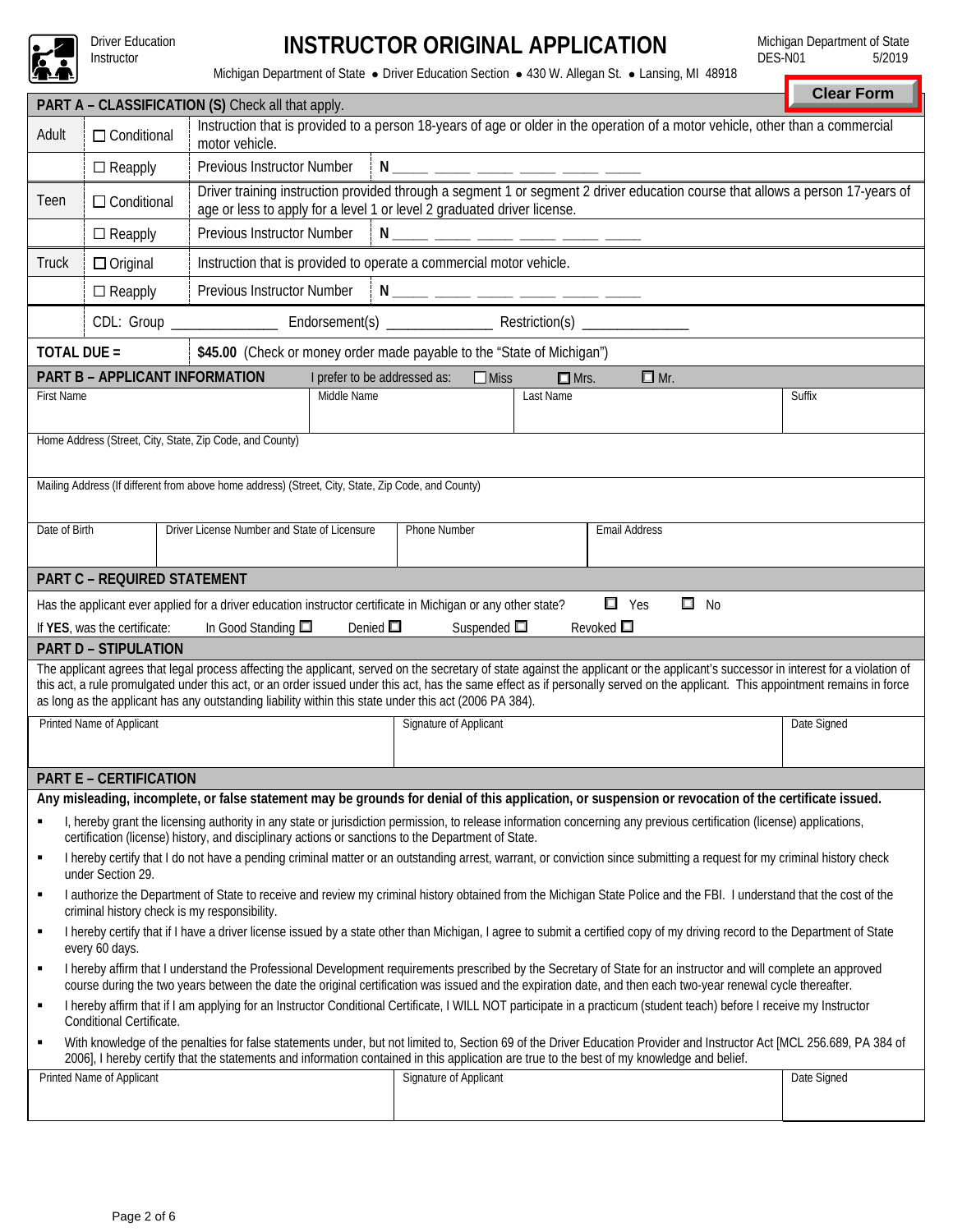Driver Education Instructor

# INSTRUCTOR ORIGINAL APPLICATION

Michigan Department of State ● Driver Education Section ● 430 W. Allegan St. ● Lansing, MI 48918

Michigan Department of State
DES-N01 5/2019

Clear Form

## PART A – CLASSIFICATION (S) Check all that apply.

| | | |
|---|---|---|
| Adult | ☐ Conditional | Instruction that is provided to a person 18-years of age or older in the operation of a motor vehicle, other than a commercial motor vehicle. |
| | ☐ Reapply | Previous Instructor Number N ____ ____ ____ ____ ____ ____ |
| Teen | ☐ Conditional | Driver training instruction provided through a segment 1 or segment 2 driver education course that allows a person 17-years of age or less to apply for a level 1 or level 2 graduated driver license. |
| | ☐ Reapply | Previous Instructor Number N ____ ____ ____ ____ ____ ____ |
| Truck | ☐ Original | Instruction that is provided to operate a commercial motor vehicle. |
| | ☐ Reapply | Previous Instructor Number N ____ ____ ____ ____ ____ ____ |
| | CDL: Group ______________ Endorsement(s) ______________ Restriction(s) ______________ | |
| **TOTAL DUE =** | **$45.00** (Check or money order made payable to the "State of Michigan") | |

## PART B – APPLICANT INFORMATION

I prefer to be addressed as: ☐ Miss ☐ Mrs. ☐ Mr.

| First Name | Middle Name | Last Name | Suffix |
|---|---|---|---|
| | | | |

Home Address (Street, City, State, Zip Code, and County)

Mailing Address (If different from above home address) (Street, City, State, Zip Code, and County)

| Date of Birth | Driver License Number and State of Licensure | Phone Number | Email Address |
|---|---|---|---|
| | | | |

## PART C – REQUIRED STATEMENT

Has the applicant ever applied for a driver education instructor certificate in Michigan or any other state? ☐ Yes ☐ No

If **YES**, was the certificate: In Good Standing ☐ Denied ☐ Suspended ☐ Revoked ☐

## PART D – STIPULATION

The applicant agrees that legal process affecting the applicant, served on the secretary of state against the applicant or the applicant's successor in interest for a violation of this act, a rule promulgated under this act, or an order issued under this act, has the same effect as if personally served on the applicant. This appointment remains in force as long as the applicant has any outstanding liability within this state under this act (2006 PA 384).

| Printed Name of Applicant | Signature of Applicant | Date Signed |
|---|---|---|
| | | |

## PART E – CERTIFICATION

**Any misleading, incomplete, or false statement may be grounds for denial of this application, or suspension or revocation of the certificate issued.**

- I, hereby grant the licensing authority in any state or jurisdiction permission, to release information concerning any previous certification (license) applications, certification (license) history, and disciplinary actions or sanctions to the Department of State.
- I hereby certify that I do not have a pending criminal matter or an outstanding arrest, warrant, or conviction since submitting a request for my criminal history check under Section 29.
- I authorize the Department of State to receive and review my criminal history obtained from the Michigan State Police and the FBI. I understand that the cost of the criminal history check is my responsibility.
- I hereby certify that if I have a driver license issued by a state other than Michigan, I agree to submit a certified copy of my driving record to the Department of State every 60 days.
- I hereby affirm that I understand the Professional Development requirements prescribed by the Secretary of State for an instructor and will complete an approved course during the two years between the date the original certification was issued and the expiration date, and then each two-year renewal cycle thereafter.
- I hereby affirm that if I am applying for an Instructor Conditional Certificate, I WILL NOT participate in a practicum (student teach) before I receive my Instructor Conditional Certificate.
- With knowledge of the penalties for false statements under, but not limited to, Section 69 of the Driver Education Provider and Instructor Act [MCL 256.689, PA 384 of 2006], I hereby certify that the statements and information contained in this application are true to the best of my knowledge and belief.

| Printed Name of Applicant | Signature of Applicant | Date Signed |
|---|---|---|
| | | |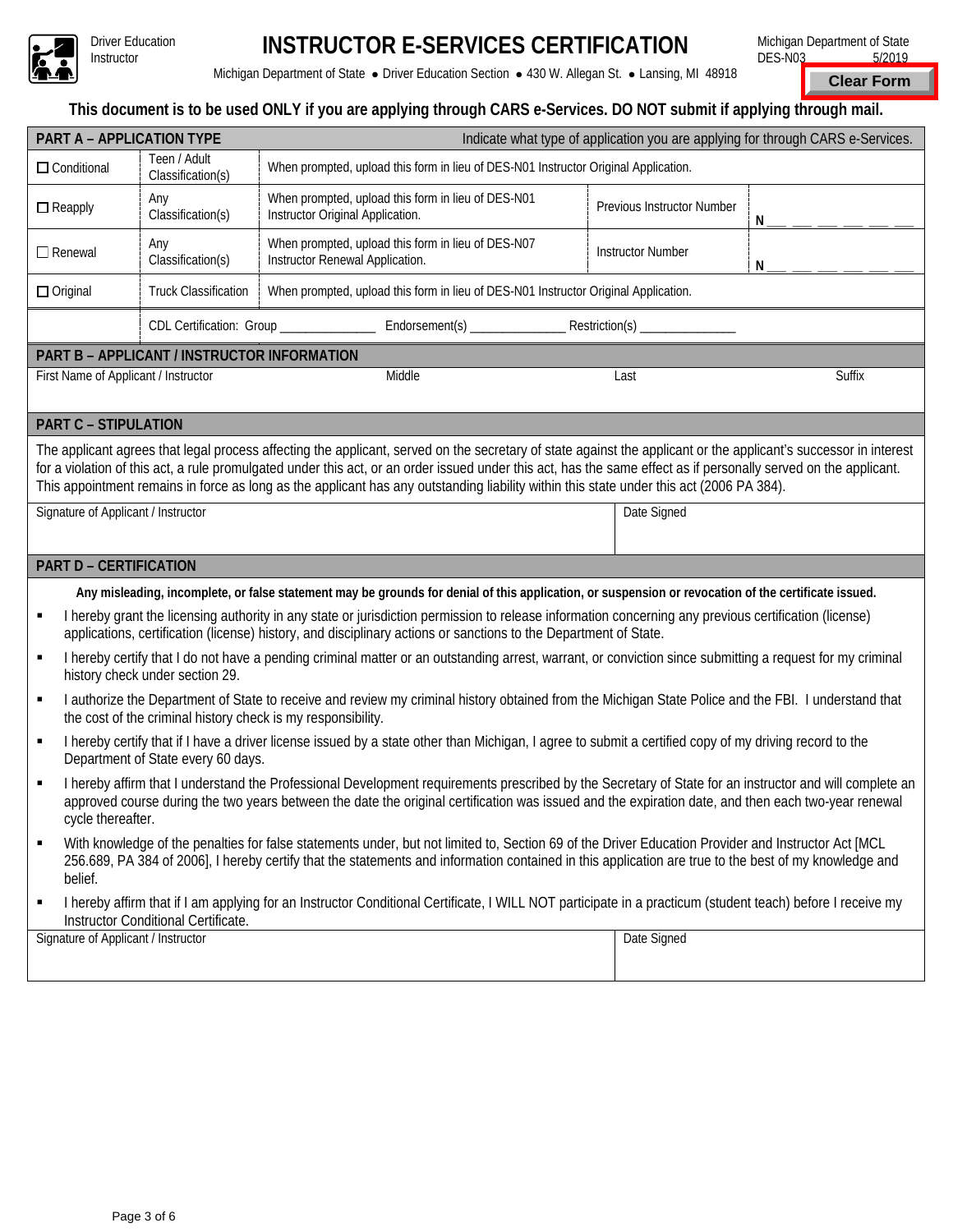Driver Education Instructor

# INSTRUCTOR E-SERVICES CERTIFICATION

Michigan Department of State
DES-N03 5/2019

Michigan Department of State ● Driver Education Section ● 430 W. Allegan St. ● Lansing, MI 48918

Clear Form

**This document is to be used ONLY if you are applying through CARS e-Services. DO NOT submit if applying through mail.**

| **PART A – APPLICATION TYPE** | | Indicate what type of application you are applying for through CARS e-Services. | | |
|---|---|---|---|---|
| ☐ Conditional | Teen / Adult Classification(s) | When prompted, upload this form in lieu of DES-N01 Instructor Original Application. | | |
| ☐ Reapply | Any Classification(s) | When prompted, upload this form in lieu of DES-N01 Instructor Original Application. | Previous Instructor Number | N ___ ___ ___ ___ ___ ___ |
| ☐ Renewal | Any Classification(s) | When prompted, upload this form in lieu of DES-N07 Instructor Renewal Application. | Instructor Number | N ___ ___ ___ ___ ___ ___ |
| ☐ Original | Truck Classification | When prompted, upload this form in lieu of DES-N01 Instructor Original Application. | | |
| | CDL Certification: Group _______________ Endorsement(s) _______________ Restriction(s) _______________ | | | |

| **PART B – APPLICANT / INSTRUCTOR INFORMATION** | | | |
|---|---|---|---|
| First Name of Applicant / Instructor | Middle | Last | Suffix |
| | | | |

**PART C – STIPULATION**

The applicant agrees that legal process affecting the applicant, served on the secretary of state against the applicant or the applicant's successor in interest for a violation of this act, a rule promulgated under this act, or an order issued under this act, has the same effect as if personally served on the applicant. This appointment remains in force as long as the applicant has any outstanding liability within this state under this act (2006 PA 384).

| Signature of Applicant / Instructor | Date Signed |
|---|---|
| | |

**PART D – CERTIFICATION**

**Any misleading, incomplete, or false statement may be grounds for denial of this application, or suspension or revocation of the certificate issued.**

- I hereby grant the licensing authority in any state or jurisdiction permission to release information concerning any previous certification (license) applications, certification (license) history, and disciplinary actions or sanctions to the Department of State.
- I hereby certify that I do not have a pending criminal matter or an outstanding arrest, warrant, or conviction since submitting a request for my criminal history check under section 29.
- I authorize the Department of State to receive and review my criminal history obtained from the Michigan State Police and the FBI. I understand that the cost of the criminal history check is my responsibility.
- I hereby certify that if I have a driver license issued by a state other than Michigan, I agree to submit a certified copy of my driving record to the Department of State every 60 days.
- I hereby affirm that I understand the Professional Development requirements prescribed by the Secretary of State for an instructor and will complete an approved course during the two years between the date the original certification was issued and the expiration date, and then each two-year renewal cycle thereafter.
- With knowledge of the penalties for false statements under, but not limited to, Section 69 of the Driver Education Provider and Instructor Act [MCL 256.689, PA 384 of 2006], I hereby certify that the statements and information contained in this application are true to the best of my knowledge and belief.
- I hereby affirm that if I am applying for an Instructor Conditional Certificate, I WILL NOT participate in a practicum (student teach) before I receive my Instructor Conditional Certificate.

| Signature of Applicant / Instructor | Date Signed |
|---|---|
| | |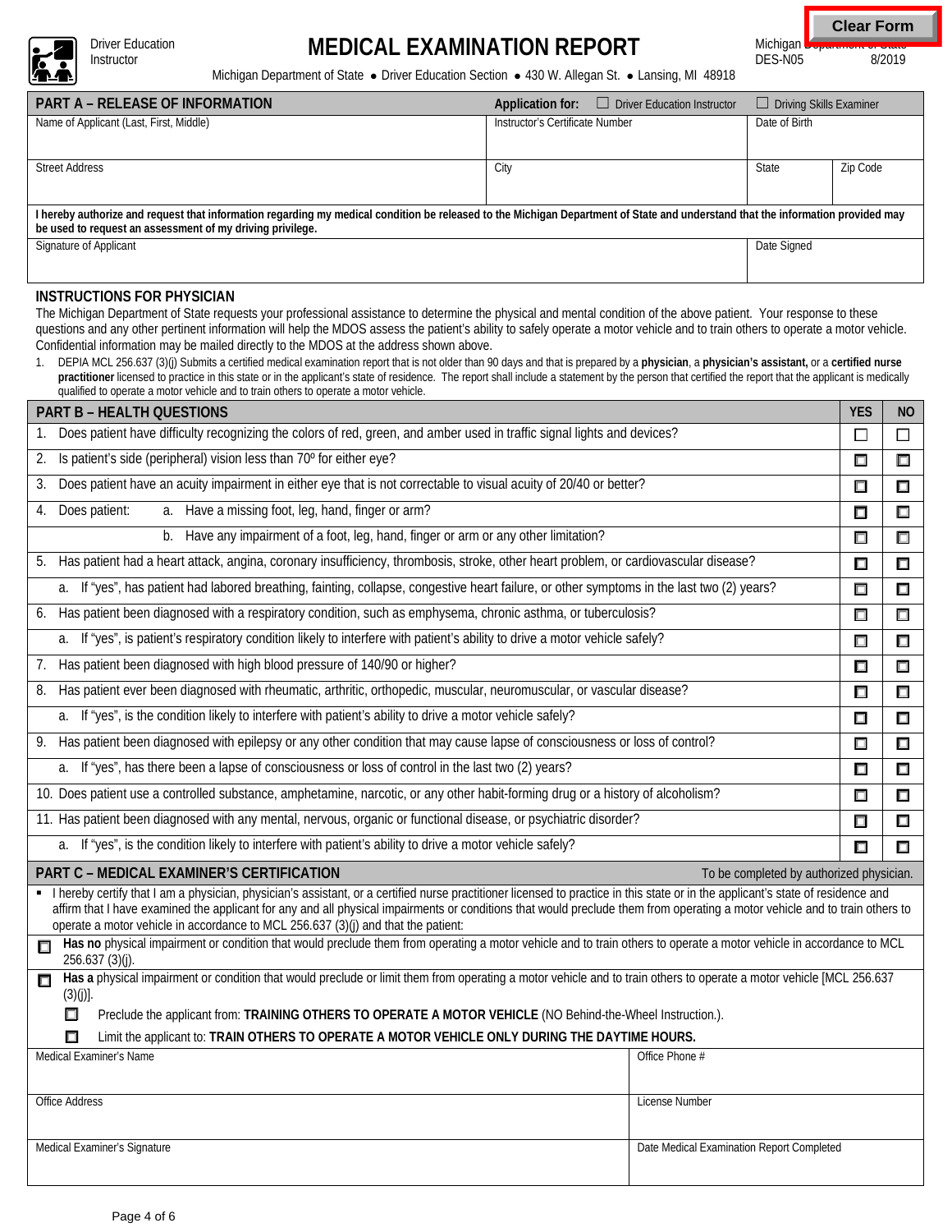Driver Education Instructor

# MEDICAL EXAMINATION REPORT

Michigan Department of State
DES-N05 8/2019

Michigan Department of State • Driver Education Section • 430 W. Allegan St. • Lansing, MI 48918

| PART A – RELEASE OF INFORMATION | Application for: ☐ Driver Education Instructor | ☐ Driving Skills Examiner | |
|---|---|---|---|
| Name of Applicant (Last, First, Middle) | Instructor's Certificate Number | Date of Birth | |
| Street Address | City | State | Zip Code |
| **I hereby authorize and request that information regarding my medical condition be released to the Michigan Department of State and understand that the information provided may be used to request an assessment of my driving privilege.** | | | |
| Signature of Applicant | | Date Signed | |

## INSTRUCTIONS FOR PHYSICIAN

The Michigan Department of State requests your professional assistance to determine the physical and mental condition of the above patient. Your response to these questions and any other pertinent information will help the MDOS assess the patient's ability to safely operate a motor vehicle and to train others to operate a motor vehicle. Confidential information may be mailed directly to the MDOS at the address shown above.

1. DEPIA MCL 256.637 (3)(j) Submits a certified medical examination report that is not older than 90 days and that is prepared by a **physician**, a **physician's assistant,** or a **certified nurse practitioner** licensed to practice in this state or in the applicant's state of residence. The report shall include a statement by the person that certified the report that the applicant is medically qualified to operate a motor vehicle and to train others to operate a motor vehicle.

| PART B – HEALTH QUESTIONS | YES | NO |
|---|---|---|
| 1. Does patient have difficulty recognizing the colors of red, green, and amber used in traffic signal lights and devices? | ☐ | ☐ |
| 2. Is patient's side (peripheral) vision less than 70º for either eye? | ☐ | ☐ |
| 3. Does patient have an acuity impairment in either eye that is not correctable to visual acuity of 20/40 or better? | ☐ | ☐ |
| 4. Does patient: a. Have a missing foot, leg, hand, finger or arm? | ☐ | ☐ |
| b. Have any impairment of a foot, leg, hand, finger or arm or any other limitation? | ☐ | ☐ |
| 5. Has patient had a heart attack, angina, coronary insufficiency, thrombosis, stroke, other heart problem, or cardiovascular disease? | ☐ | ☐ |
| a. If "yes", has patient had labored breathing, fainting, collapse, congestive heart failure, or other symptoms in the last two (2) years? | ☐ | ☐ |
| 6. Has patient been diagnosed with a respiratory condition, such as emphysema, chronic asthma, or tuberculosis? | ☐ | ☐ |
| a. If "yes", is patient's respiratory condition likely to interfere with patient's ability to drive a motor vehicle safely? | ☐ | ☐ |
| 7. Has patient been diagnosed with high blood pressure of 140/90 or higher? | ☐ | ☐ |
| 8. Has patient ever been diagnosed with rheumatic, arthritic, orthopedic, muscular, neuromuscular, or vascular disease? | ☐ | ☐ |
| a. If "yes", is the condition likely to interfere with patient's ability to drive a motor vehicle safely? | ☐ | ☐ |
| 9. Has patient been diagnosed with epilepsy or any other condition that may cause lapse of consciousness or loss of control? | ☐ | ☐ |
| a. If "yes", has there been a lapse of consciousness or loss of control in the last two (2) years? | ☐ | ☐ |
| 10. Does patient use a controlled substance, amphetamine, narcotic, or any other habit-forming drug or a history of alcoholism? | ☐ | ☐ |
| 11. Has patient been diagnosed with any mental, nervous, organic or functional disease, or psychiatric disorder? | ☐ | ☐ |
| a. If "yes", is the condition likely to interfere with patient's ability to drive a motor vehicle safely? | ☐ | ☐ |

## PART C – MEDICAL EXAMINER'S CERTIFICATION

To be completed by authorized physician.

- I hereby certify that I am a physician, physician's assistant, or a certified nurse practitioner licensed to practice in this state or in the applicant's state of residence and affirm that I have examined the applicant for any and all physical impairments or conditions that would preclude them from operating a motor vehicle and to train others to operate a motor vehicle in accordance to MCL 256.637 (3)(j) and that the patient:

☐ **Has no** physical impairment or condition that would preclude them from operating a motor vehicle and to train others to operate a motor vehicle in accordance to MCL 256.637 (3)(j).

☐ **Has a** physical impairment or condition that would preclude or limit them from operating a motor vehicle and to train others to operate a motor vehicle [MCL 256.637 (3)(j)].

- ☐ Preclude the applicant from: **TRAINING OTHERS TO OPERATE A MOTOR VEHICLE** (NO Behind-the-Wheel Instruction.).
- ☐ Limit the applicant to: **TRAIN OTHERS TO OPERATE A MOTOR VEHICLE ONLY DURING THE DAYTIME HOURS.**

| Medical Examiner's Name | Office Phone # |
|---|---|
| Office Address | License Number |
| Medical Examiner's Signature | Date Medical Examination Report Completed |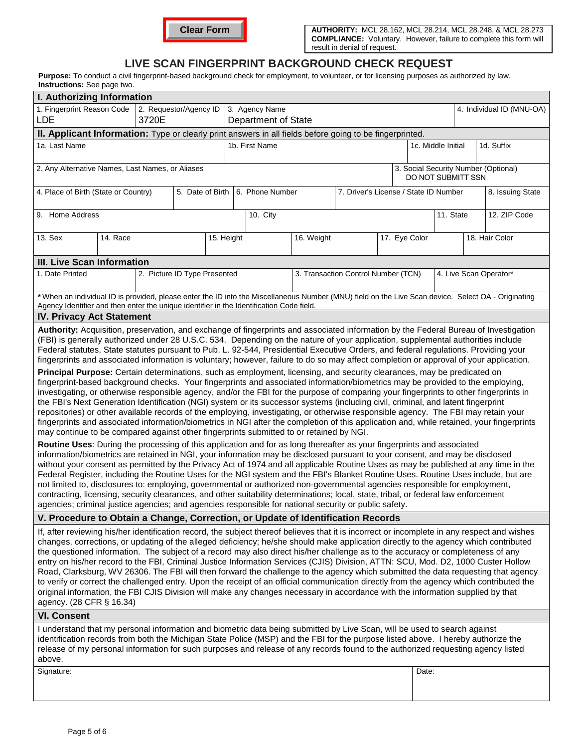Clear Form

| **AUTHORITY:** MCL 28.162, MCL 28.214, MCL 28.248, & MCL 28.273<br>**COMPLIANCE:** Voluntary. However, failure to complete this form will result in denial of request. |
|---|

# LIVE SCAN FINGERPRINT BACKGROUND CHECK REQUEST

**Purpose:** To conduct a civil fingerprint-based background check for employment, to volunteer, or for licensing purposes as authorized by law.
**Instructions:** See page two.

## I. Authorizing Information

| 1. Fingerprint Reason Code | 2. Requestor/Agency ID | 3. Agency Name | 4. Individual ID (MNU-OA) |
|---|---|---|---|
| LDE | 3720E | Department of State | |

## II. Applicant Information: Type or clearly print answers in all fields before going to be fingerprinted.

| 1a. Last Name | 1b. First Name | 1c. Middle Initial | 1d. Suffix |
|---|---|---|---|
| | | | |

| 2. Any Alternative Names, Last Names, or Aliases | 3. Social Security Number (Optional) DO NOT SUBMITT SSN |
|---|---|
| | |

| 4. Place of Birth (State or Country) | 5. Date of Birth | 6. Phone Number | 7. Driver's License / State ID Number | 8. Issuing State |
|---|---|---|---|---|
| | | | | |

| 9. Home Address | 10. City | 11. State | 12. ZIP Code |
|---|---|---|---|
| | | | |

| 13. Sex | 14. Race | 15. Height | 16. Weight | 17. Eye Color | 18. Hair Color |
|---|---|---|---|---|---|
| | | | | | |

## III. Live Scan Information

| 1. Date Printed | 2. Picture ID Type Presented | 3. Transaction Control Number (TCN) | 4. Live Scan Operator* |
|---|---|---|---|
| | | | |

*When an individual ID is provided, please enter the ID into the Miscellaneous Number (MNU) field on the Live Scan device. Select OA - Originating Agency Identifier and then enter the unique identifier in the Identification Code field.

## IV. Privacy Act Statement

**Authority:** Acquisition, preservation, and exchange of fingerprints and associated information by the Federal Bureau of Investigation (FBI) is generally authorized under 28 U.S.C. 534. Depending on the nature of your application, supplemental authorities include Federal statutes, State statutes pursuant to Pub. L. 92-544, Presidential Executive Orders, and federal regulations. Providing your fingerprints and associated information is voluntary; however, failure to do so may affect completion or approval of your application.

**Principal Purpose:** Certain determinations, such as employment, licensing, and security clearances, may be predicated on fingerprint-based background checks. Your fingerprints and associated information/biometrics may be provided to the employing, investigating, or otherwise responsible agency, and/or the FBI for the purpose of comparing your fingerprints to other fingerprints in the FBI's Next Generation Identification (NGI) system or its successor systems (including civil, criminal, and latent fingerprint repositories) or other available records of the employing, investigating, or otherwise responsible agency. The FBI may retain your fingerprints and associated information/biometrics in NGI after the completion of this application and, while retained, your fingerprints may continue to be compared against other fingerprints submitted to or retained by NGI.

**Routine Uses**: During the processing of this application and for as long thereafter as your fingerprints and associated information/biometrics are retained in NGI, your information may be disclosed pursuant to your consent, and may be disclosed without your consent as permitted by the Privacy Act of 1974 and all applicable Routine Uses as may be published at any time in the Federal Register, including the Routine Uses for the NGI system and the FBI's Blanket Routine Uses. Routine Uses include, but are not limited to, disclosures to: employing, governmental or authorized non-governmental agencies responsible for employment, contracting, licensing, security clearances, and other suitability determinations; local, state, tribal, or federal law enforcement agencies; criminal justice agencies; and agencies responsible for national security or public safety.

## V. Procedure to Obtain a Change, Correction, or Update of Identification Records

If, after reviewing his/her identification record, the subject thereof believes that it is incorrect or incomplete in any respect and wishes changes, corrections, or updating of the alleged deficiency; he/she should make application directly to the agency which contributed the questioned information. The subject of a record may also direct his/her challenge as to the accuracy or completeness of any entry on his/her record to the FBI, Criminal Justice Information Services (CJIS) Division, ATTN: SCU, Mod. D2, 1000 Custer Hollow Road, Clarksburg, WV 26306. The FBI will then forward the challenge to the agency which submitted the data requesting that agency to verify or correct the challenged entry. Upon the receipt of an official communication directly from the agency which contributed the original information, the FBI CJIS Division will make any changes necessary in accordance with the information supplied by that agency. (28 CFR § 16.34)

## VI. Consent

I understand that my personal information and biometric data being submitted by Live Scan, will be used to search against identification records from both the Michigan State Police (MSP) and the FBI for the purpose listed above. I hereby authorize the release of my personal information for such purposes and release of any records found to the authorized requesting agency listed above.

| Signature: | Date: |
|---|---|
| | |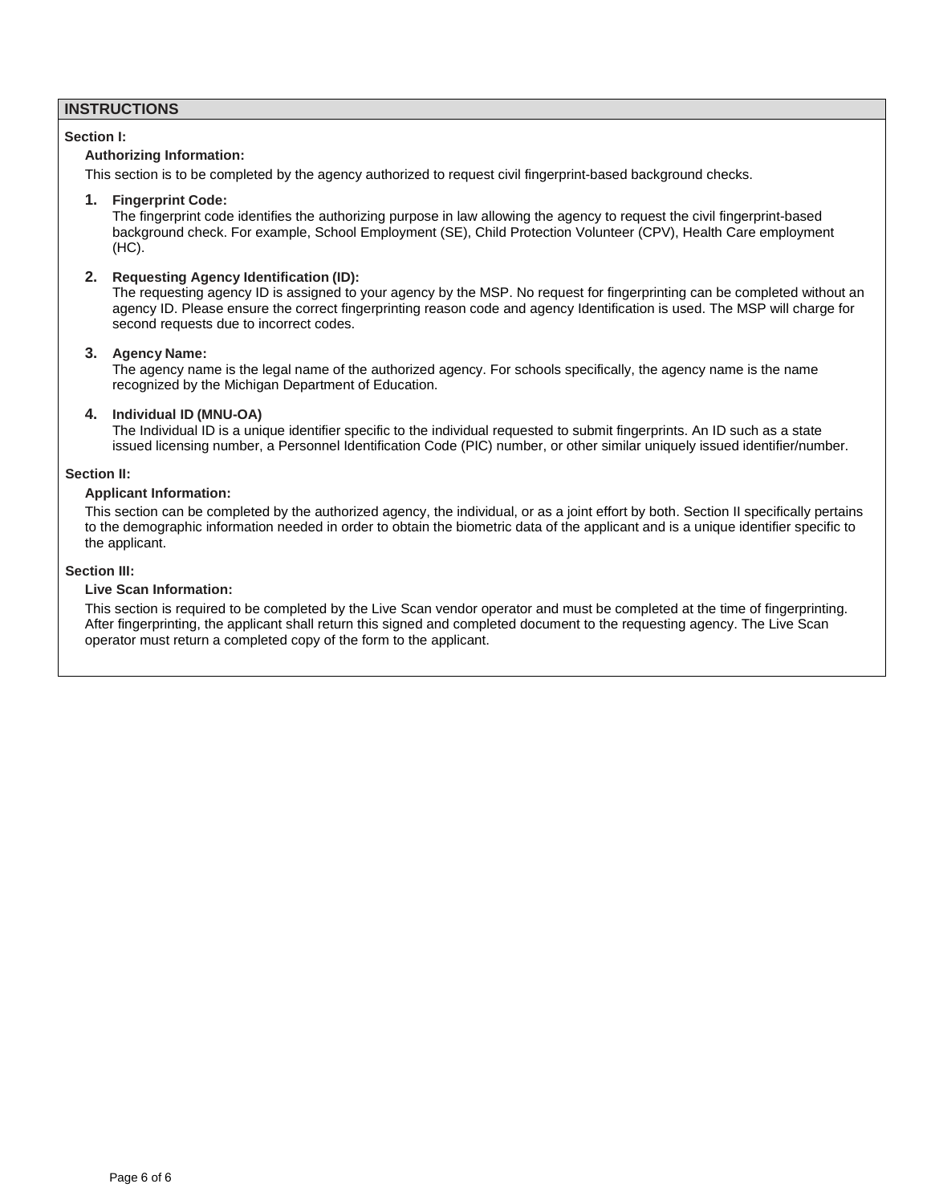## INSTRUCTIONS

**Section I:**

**Authorizing Information:**

This section is to be completed by the agency authorized to request civil fingerprint-based background checks.

1. **Fingerprint Code:**
   The fingerprint code identifies the authorizing purpose in law allowing the agency to request the civil fingerprint-based background check. For example, School Employment (SE), Child Protection Volunteer (CPV), Health Care employment (HC).

2. **Requesting Agency Identification (ID):**
   The requesting agency ID is assigned to your agency by the MSP. No request for fingerprinting can be completed without an agency ID. Please ensure the correct fingerprinting reason code and agency Identification is used. The MSP will charge for second requests due to incorrect codes.

3. **Agency Name:**
   The agency name is the legal name of the authorized agency. For schools specifically, the agency name is the name recognized by the Michigan Department of Education.

4. **Individual ID (MNU-OA)**
   The Individual ID is a unique identifier specific to the individual requested to submit fingerprints. An ID such as a state issued licensing number, a Personnel Identification Code (PIC) number, or other similar uniquely issued identifier/number.

**Section II:**

**Applicant Information:**

This section can be completed by the authorized agency, the individual, or as a joint effort by both. Section II specifically pertains to the demographic information needed in order to obtain the biometric data of the applicant and is a unique identifier specific to the applicant.

**Section III:**

**Live Scan Information:**

This section is required to be completed by the Live Scan vendor operator and must be completed at the time of fingerprinting. After fingerprinting, the applicant shall return this signed and completed document to the requesting agency. The Live Scan operator must return a completed copy of the form to the applicant.